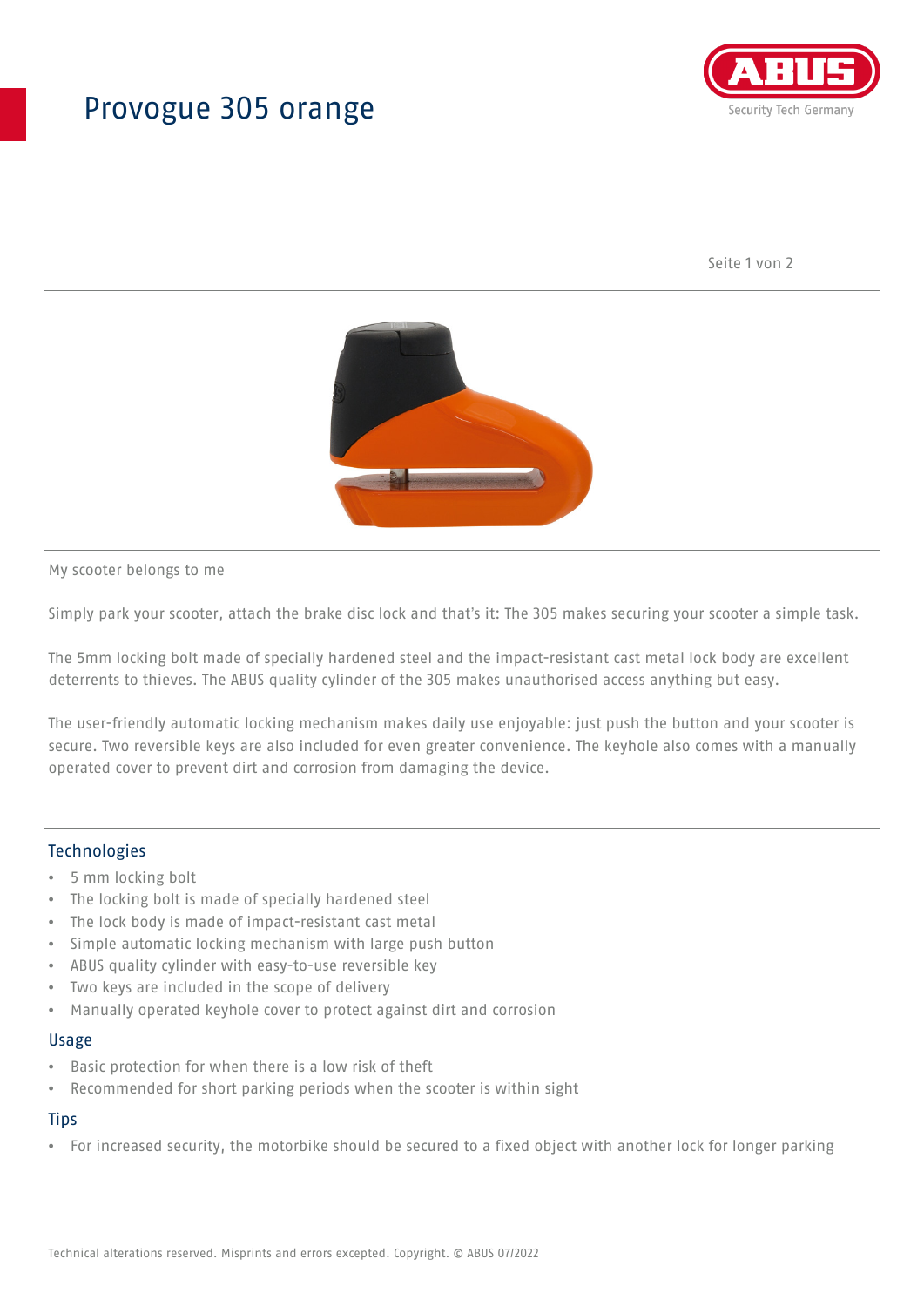# Provogue 305 orange

My scooter belongs to me

Simply park your scooter, attach the brake disc lock and that's it: The 305 makes securing your scooter a simple task.

The 5mm locking bolt made of specially hardened steel and the impact-resistant cast metal lock body are excellent deterrents to thieves. The ABUS quality cylinder of the 305 makes unauthorised access anything but easy.

The user-friendly automatic locking mechanism makes daily use enjoyable: just push the button and your scooter is secure. Two reversible keys are also included for even greater convenience. The keyhole also comes with a manually operated cover to prevent dirt and corrosion from damaging the device.

## Technologies

- 5 mm locking bolt
- The locking bolt is made of specially hardened steel
- The lock body is made of impact-resistant cast metal
- Simple automatic locking mechanism with large push button
- ABUS quality cylinder with easy-to-use reversible key
- Two keys are included in the scope of delivery
- Manually operated keyhole cover to protect against dirt and corrosion

## Usage

- Basic protection for when there is a low risk of theft
- Recommended for short parking periods when the scooter is within sight

## Tips

- For increased security, the motorbike should be secured to a fixed object with another lock for longer parking

Technical alterations reserved. Misprints and errors excepted. Copyright. © ABUS 07/2022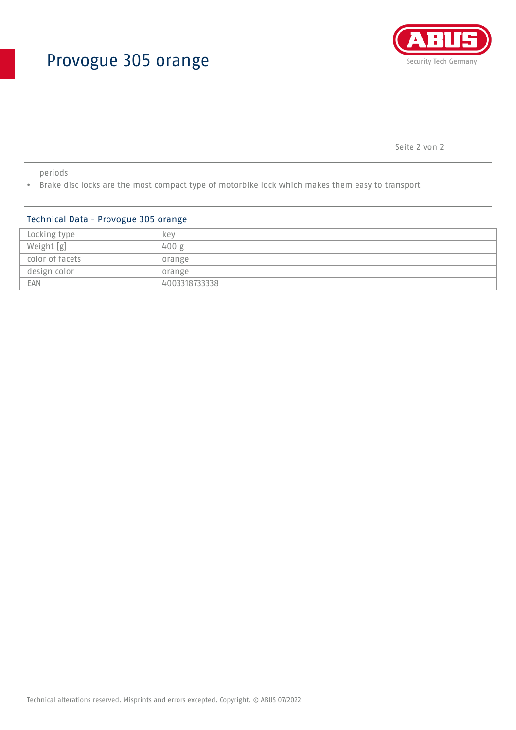periods

- Brake disc locks are the most compact type of motorbike lock which makes them easy to transport

## Technical Data - Provogue 305 orange

| | |
|---|---|
| Locking type | key |
| Weight [g] | 400 g |
| color of facets | orange |
| design color | orange |
| EAN | 4003318733338 |

Technical alterations reserved. Misprints and errors excepted. Copyright. © ABUS 07/2022